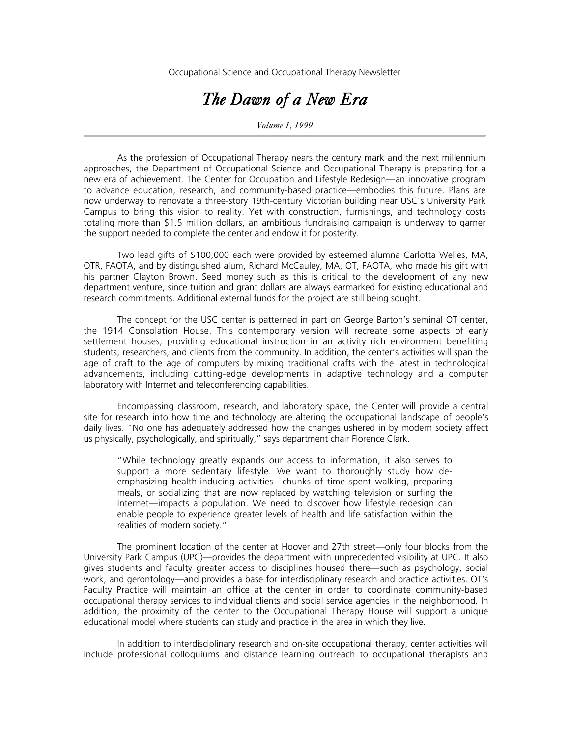Occupational Science and Occupational Therapy Newsletter

# *The Dawn of a New Era*

*Volume 1, 1999*

---

As the profession of Occupational Therapy nears the century mark and the next millennium approaches, the Department of Occupational Science and Occupational Therapy is preparing for a new era of achievement. The Center for Occupation and Lifestyle Redesign—an innovative program to advance education, research, and community-based practice—embodies this future. Plans are now underway to renovate a three-story 19th-century Victorian building near USC's University Park Campus to bring this vision to reality. Yet with construction, furnishings, and technology costs totaling more than $1.5 million dollars, an ambitious fundraising campaign is underway to garner the support needed to complete the center and endow it for posterity.

Two lead gifts of $100,000 each were provided by esteemed alumna Carlotta Welles, MA, OTR, FAOTA, and by distinguished alum, Richard McCauley, MA, OT, FAOTA, who made his gift with his partner Clayton Brown. Seed money such as this is critical to the development of any new department venture, since tuition and grant dollars are always earmarked for existing educational and research commitments. Additional external funds for the project are still being sought.

The concept for the USC center is patterned in part on George Barton's seminal OT center, the 1914 Consolation House. This contemporary version will recreate some aspects of early settlement houses, providing educational instruction in an activity rich environment benefiting students, researchers, and clients from the community. In addition, the center's activities will span the age of craft to the age of computers by mixing traditional crafts with the latest in technological advancements, including cutting-edge developments in adaptive technology and a computer laboratory with Internet and teleconferencing capabilities.

Encompassing classroom, research, and laboratory space, the Center will provide a central site for research into how time and technology are altering the occupational landscape of people's daily lives. "No one has adequately addressed how the changes ushered in by modern society affect us physically, psychologically, and spiritually," says department chair Florence Clark.

> "While technology greatly expands our access to information, it also serves to support a more sedentary lifestyle. We want to thoroughly study how de-emphasizing health-inducing activities—chunks of time spent walking, preparing meals, or socializing that are now replaced by watching television or surfing the Internet—impacts a population. We need to discover how lifestyle redesign can enable people to experience greater levels of health and life satisfaction within the realities of modern society."

The prominent location of the center at Hoover and 27th street—only four blocks from the University Park Campus (UPC)—provides the department with unprecedented visibility at UPC. It also gives students and faculty greater access to disciplines housed there—such as psychology, social work, and gerontology—and provides a base for interdisciplinary research and practice activities. OT's Faculty Practice will maintain an office at the center in order to coordinate community-based occupational therapy services to individual clients and social service agencies in the neighborhood. In addition, the proximity of the center to the Occupational Therapy House will support a unique educational model where students can study and practice in the area in which they live.

In addition to interdisciplinary research and on-site occupational therapy, center activities will include professional colloquiums and distance learning outreach to occupational therapists and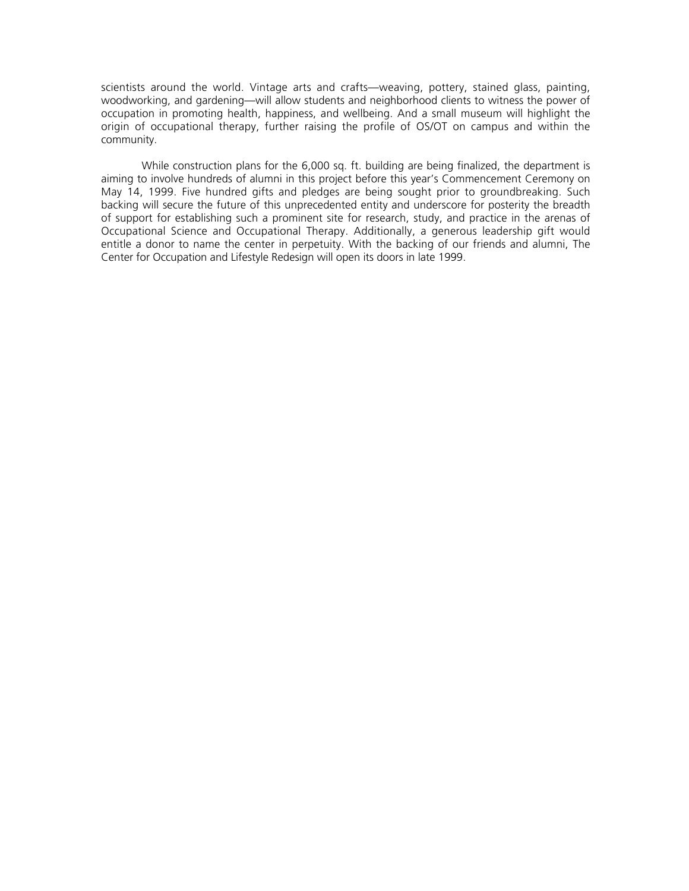scientists around the world. Vintage arts and crafts—weaving, pottery, stained glass, painting, woodworking, and gardening—will allow students and neighborhood clients to witness the power of occupation in promoting health, happiness, and wellbeing. And a small museum will highlight the origin of occupational therapy, further raising the profile of OS/OT on campus and within the community.

While construction plans for the 6,000 sq. ft. building are being finalized, the department is aiming to involve hundreds of alumni in this project before this year's Commencement Ceremony on May 14, 1999. Five hundred gifts and pledges are being sought prior to groundbreaking. Such backing will secure the future of this unprecedented entity and underscore for posterity the breadth of support for establishing such a prominent site for research, study, and practice in the arenas of Occupational Science and Occupational Therapy. Additionally, a generous leadership gift would entitle a donor to name the center in perpetuity. With the backing of our friends and alumni, The Center for Occupation and Lifestyle Redesign will open its doors in late 1999.